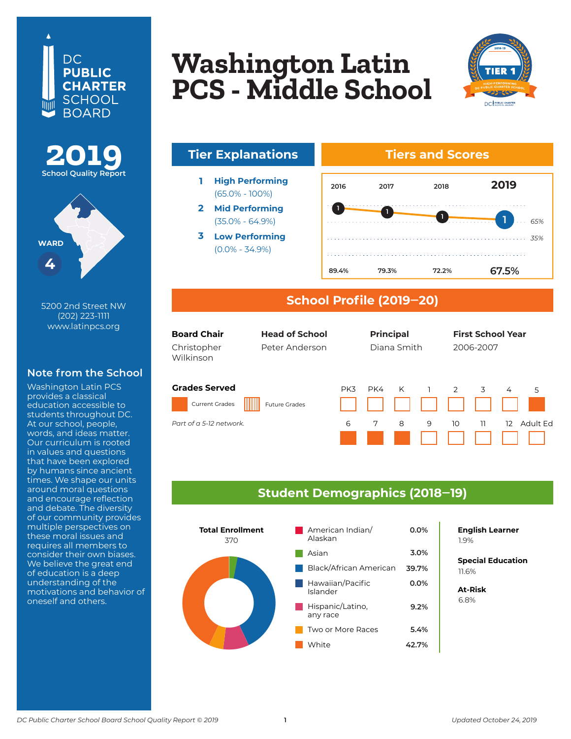DC PUBLIC CHARTER SCHOOL BOARD

# 2019 School Quality Report

WARD 4

5200 2nd Street NW
(202) 223-1111
www.latinpcs.org

## Note from the School

Washington Latin PCS provides a classical education accessible to students throughout DC. At our school, people, words, and ideas matter. Our curriculum is rooted in values and questions that have been explored by humans since ancient times. We shape our units around moral questions and encourage reflection and debate. The diversity of our community provides multiple perspectives on these moral issues and requires all members to consider their own biases. We believe the great end of education is a deep understanding of the motivations and behavior of oneself and others.

# Washington Latin PCS - Middle School

TIER 1 — HIGH-PERFORMING DC PUBLIC CHARTER SCHOOL 2018-19

## Tier Explanations

1. **High Performing** (65.0% - 100%)
2. **Mid Performing** (35.0% - 64.9%)
3. **Low Performing** (0.0% - 34.9%)

## Tiers and Scores

| | 2016 | 2017 | 2018 | 2019 |
|---|---|---|---|---|
| Tier | 1 | 1 | 1 | 1 |
| Score | 89.4% | 79.3% | 72.2% | 67.5% |

## School Profile (2019–20)

| Board Chair | Head of School | Principal | First School Year |
|---|---|---|---|
| Christopher Wilkinson | Peter Anderson | Diana Smith | 2006-2007 |

**Grades Served**

Current Grades: 5, 6, 7, 8

Future Grades: none

*Part of a 5-12 network.*

## Student Demographics (2018–19)

**Total Enrollment** 370

| Race/Ethnicity | Percent |
|---|---|
| American Indian/ Alaskan | 0.0% |
| Asian | 3.0% |
| Black/African American | 39.7% |
| Hawaiian/Pacific Islander | 0.0% |
| Hispanic/Latino, any race | 9.2% |
| Two or More Races | 5.4% |
| White | 42.7% |

**English Learner** 1.9%

**Special Education** 11.6%

**At-Risk** 6.8%

*DC Public Charter School Board School Quality Report © 2019*

*Updated October 24, 2019*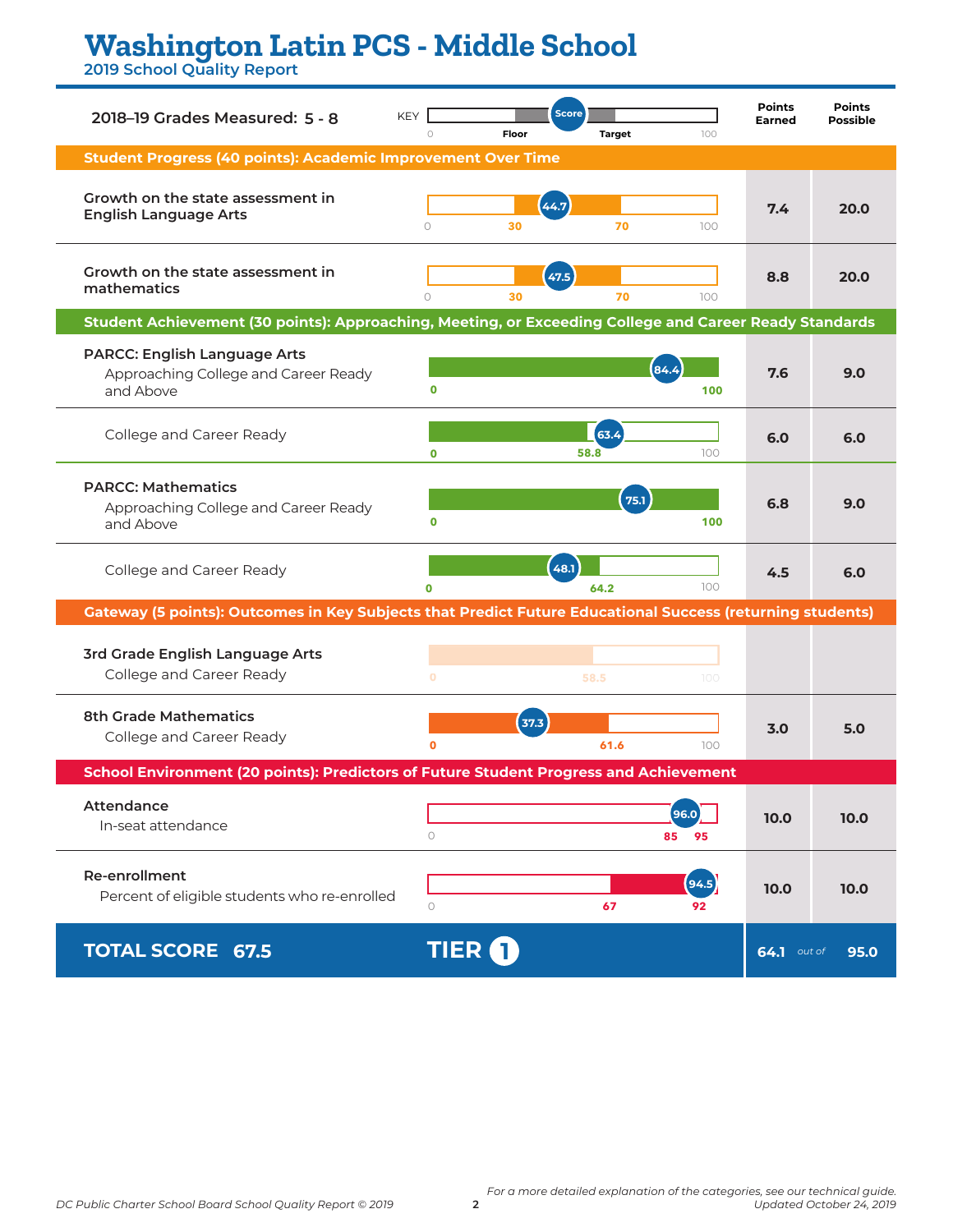# Washington Latin PCS - Middle School

2019 School Quality Report

2018–19 Grades Measured: 5 - 8

KEY: 0 Floor Score Target 100

| | | Points Earned | Points Possible |
|---|---|---|---|
| **Student Progress (40 points): Academic Improvement Over Time** | | | |
| **Growth on the state assessment in English Language Arts** | 44.7 (0, 30, 70, 100) | 7.4 | 20.0 |
| **Growth on the state assessment in mathematics** | 47.5 (0, 30, 70, 100) | 8.8 | 20.0 |
| **Student Achievement (30 points): Approaching, Meeting, or Exceeding College and Career Ready Standards** | | | |
| **PARCC: English Language Arts** Approaching College and Career Ready and Above | 84.4 (0, 100) | 7.6 | 9.0 |
| College and Career Ready | 63.4 (0, 58.8, 100) | 6.0 | 6.0 |
| **PARCC: Mathematics** Approaching College and Career Ready and Above | 75.1 (0, 100) | 6.8 | 9.0 |
| College and Career Ready | 48.1 (0, 64.2, 100) | 4.5 | 6.0 |
| **Gateway (5 points): Outcomes in Key Subjects that Predict Future Educational Success (returning students)** | | | |
| **3rd Grade English Language Arts** College and Career Ready | (0, 58.5, 100) | | |
| **8th Grade Mathematics** College and Career Ready | 37.3 (0, 61.6, 100) | 3.0 | 5.0 |
| **School Environment (20 points): Predictors of Future Student Progress and Achievement** | | | |
| **Attendance** In-seat attendance | 96.0 (0, 85, 95) | 10.0 | 10.0 |
| **Re-enrollment** Percent of eligible students who re-enrolled | 94.5 (0, 67, 92) | 10.0 | 10.0 |
| **TOTAL SCORE 67.5** | **TIER 1** | 64.1 *out of* | 95.0 |

*For a more detailed explanation of the categories, see our technical guide.*
*Updated October 24, 2019*

*DC Public Charter School Board School Quality Report © 2019*